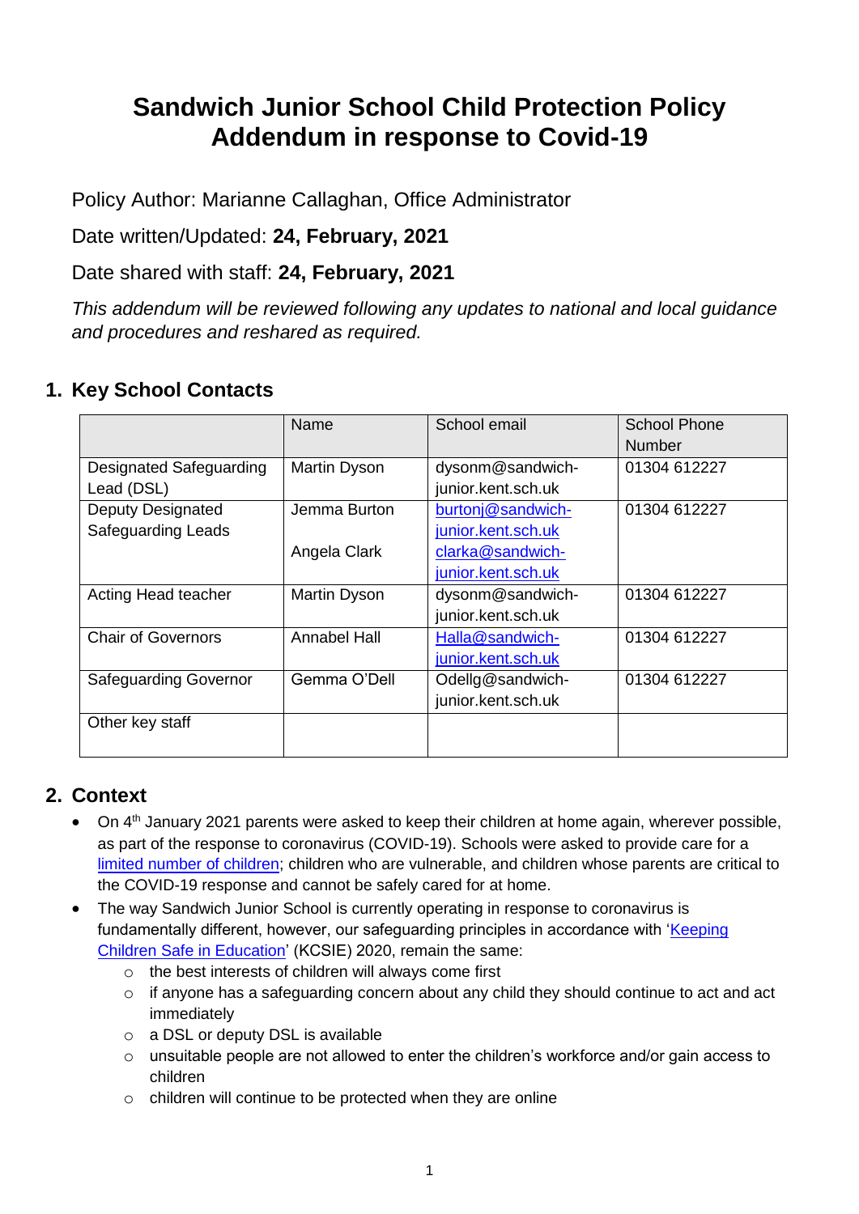# Sandwich Junior School Child Protection Policy Addendum in response to Covid-19

Policy Author: Marianne Callaghan, Office Administrator

Date written/Updated: **24, February, 2021**

Date shared with staff: **24, February, 2021**

*This addendum will be reviewed following any updates to national and local guidance and procedures and reshared as required.*

## 1. Key School Contacts

| | Name | School email | School Phone Number |
|---|---|---|---|
| Designated Safeguarding Lead (DSL) | Martin Dyson | dysonm@sandwich-junior.kent.sch.uk | 01304 612227 |
| Deputy Designated Safeguarding Leads | Jemma Burton<br><br>Angela Clark | burtonj@sandwich-junior.kent.sch.uk<br>clarka@sandwich-junior.kent.sch.uk | 01304 612227 |
| Acting Head teacher | Martin Dyson | dysonm@sandwich-junior.kent.sch.uk | 01304 612227 |
| Chair of Governors | Annabel Hall | Halla@sandwich-junior.kent.sch.uk | 01304 612227 |
| Safeguarding Governor | Gemma O'Dell | Odellg@sandwich-junior.kent.sch.uk | 01304 612227 |
| Other key staff | | | |

## 2. Context

- On 4th January 2021 parents were asked to keep their children at home again, wherever possible, as part of the response to coronavirus (COVID-19). Schools were asked to provide care for a limited number of children; children who are vulnerable, and children whose parents are critical to the COVID-19 response and cannot be safely cared for at home.
- The way Sandwich Junior School is currently operating in response to coronavirus is fundamentally different, however, our safeguarding principles in accordance with 'Keeping Children Safe in Education' (KCSIE) 2020, remain the same:
    - the best interests of children will always come first
    - if anyone has a safeguarding concern about any child they should continue to act and act immediately
    - a DSL or deputy DSL is available
    - unsuitable people are not allowed to enter the children's workforce and/or gain access to children
    - children will continue to be protected when they are online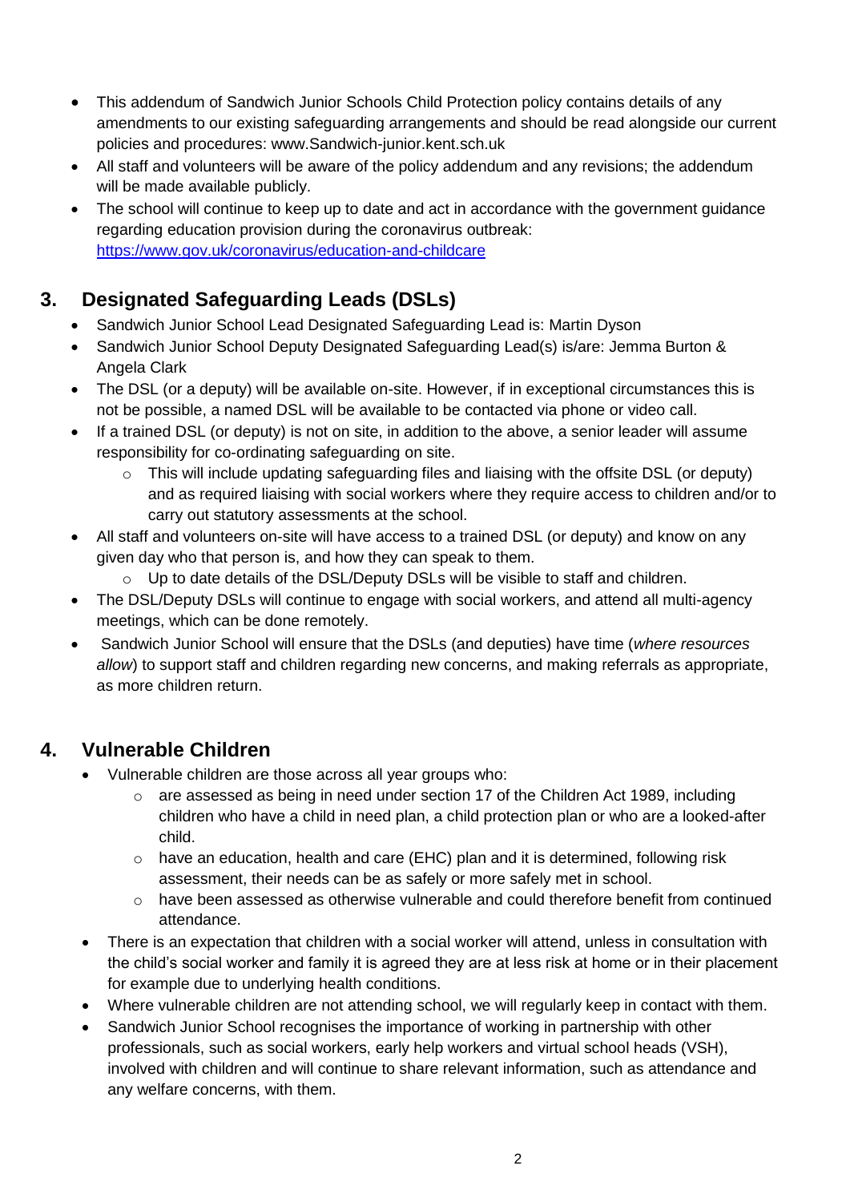- This addendum of Sandwich Junior Schools Child Protection policy contains details of any amendments to our existing safeguarding arrangements and should be read alongside our current policies and procedures: www.Sandwich-junior.kent.sch.uk
- All staff and volunteers will be aware of the policy addendum and any revisions; the addendum will be made available publicly.
- The school will continue to keep up to date and act in accordance with the government guidance regarding education provision during the coronavirus outbreak: [https://www.gov.uk/coronavirus/education-and-childcare](https://www.gov.uk/coronavirus/education-and-childcare)

## 3. Designated Safeguarding Leads (DSLs)

- Sandwich Junior School Lead Designated Safeguarding Lead is: Martin Dyson
- Sandwich Junior School Deputy Designated Safeguarding Lead(s) is/are: Jemma Burton & Angela Clark
- The DSL (or a deputy) will be available on-site. However, if in exceptional circumstances this is not be possible, a named DSL will be available to be contacted via phone or video call.
- If a trained DSL (or deputy) is not on site, in addition to the above, a senior leader will assume responsibility for co-ordinating safeguarding on site.
    - This will include updating safeguarding files and liaising with the offsite DSL (or deputy) and as required liaising with social workers where they require access to children and/or to carry out statutory assessments at the school.
- All staff and volunteers on-site will have access to a trained DSL (or deputy) and know on any given day who that person is, and how they can speak to them.
    - Up to date details of the DSL/Deputy DSLs will be visible to staff and children.
- The DSL/Deputy DSLs will continue to engage with social workers, and attend all multi-agency meetings, which can be done remotely.
- Sandwich Junior School will ensure that the DSLs (and deputies) have time (*where resources allow*) to support staff and children regarding new concerns, and making referrals as appropriate, as more children return.

## 4. Vulnerable Children

- Vulnerable children are those across all year groups who:
    - are assessed as being in need under section 17 of the Children Act 1989, including children who have a child in need plan, a child protection plan or who are a looked-after child.
    - have an education, health and care (EHC) plan and it is determined, following risk assessment, their needs can be as safely or more safely met in school.
    - have been assessed as otherwise vulnerable and could therefore benefit from continued attendance.
- There is an expectation that children with a social worker will attend, unless in consultation with the child's social worker and family it is agreed they are at less risk at home or in their placement for example due to underlying health conditions.
- Where vulnerable children are not attending school, we will regularly keep in contact with them.
- Sandwich Junior School recognises the importance of working in partnership with other professionals, such as social workers, early help workers and virtual school heads (VSH), involved with children and will continue to share relevant information, such as attendance and any welfare concerns, with them.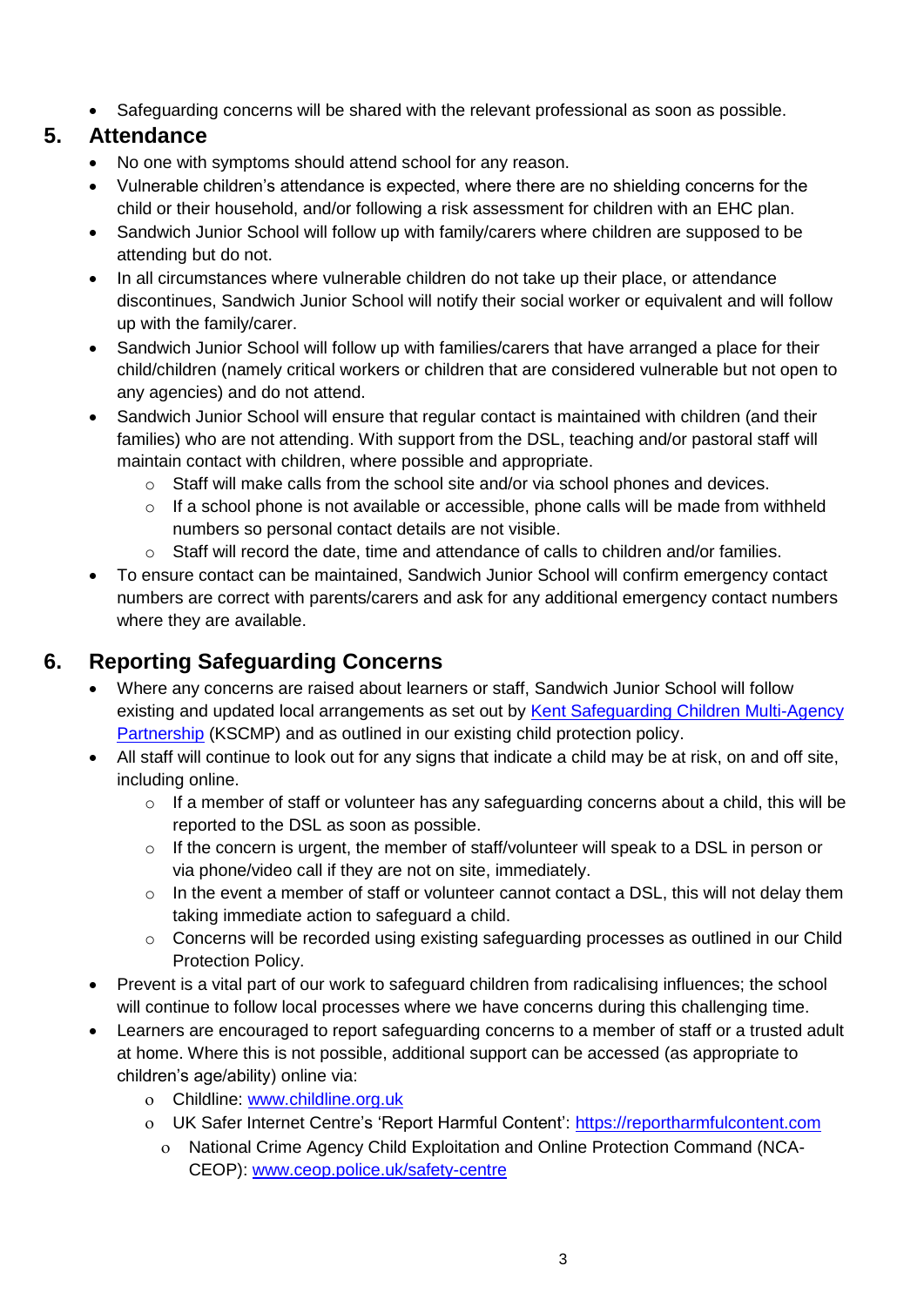- Safeguarding concerns will be shared with the relevant professional as soon as possible.

## 5. Attendance

- No one with symptoms should attend school for any reason.
- Vulnerable children's attendance is expected, where there are no shielding concerns for the child or their household, and/or following a risk assessment for children with an EHC plan.
- Sandwich Junior School will follow up with family/carers where children are supposed to be attending but do not.
- In all circumstances where vulnerable children do not take up their place, or attendance discontinues, Sandwich Junior School will notify their social worker or equivalent and will follow up with the family/carer.
- Sandwich Junior School will follow up with families/carers that have arranged a place for their child/children (namely critical workers or children that are considered vulnerable but not open to any agencies) and do not attend.
- Sandwich Junior School will ensure that regular contact is maintained with children (and their families) who are not attending. With support from the DSL, teaching and/or pastoral staff will maintain contact with children, where possible and appropriate.
  - Staff will make calls from the school site and/or via school phones and devices.
  - If a school phone is not available or accessible, phone calls will be made from withheld numbers so personal contact details are not visible.
  - Staff will record the date, time and attendance of calls to children and/or families.
- To ensure contact can be maintained, Sandwich Junior School will confirm emergency contact numbers are correct with parents/carers and ask for any additional emergency contact numbers where they are available.

## 6. Reporting Safeguarding Concerns

- Where any concerns are raised about learners or staff, Sandwich Junior School will follow existing and updated local arrangements as set out by [Kent Safeguarding Children Multi-Agency Partnership]() (KSCMP) and as outlined in our existing child protection policy.
- All staff will continue to look out for any signs that indicate a child may be at risk, on and off site, including online.
  - If a member of staff or volunteer has any safeguarding concerns about a child, this will be reported to the DSL as soon as possible.
  - If the concern is urgent, the member of staff/volunteer will speak to a DSL in person or via phone/video call if they are not on site, immediately.
  - In the event a member of staff or volunteer cannot contact a DSL, this will not delay them taking immediate action to safeguard a child.
  - Concerns will be recorded using existing safeguarding processes as outlined in our Child Protection Policy.
- Prevent is a vital part of our work to safeguard children from radicalising influences; the school will continue to follow local processes where we have concerns during this challenging time.
- Learners are encouraged to report safeguarding concerns to a member of staff or a trusted adult at home. Where this is not possible, additional support can be accessed (as appropriate to children's age/ability) online via:
  - Childline: [www.childline.org.uk](http://www.childline.org.uk)
  - UK Safer Internet Centre's 'Report Harmful Content': [https://reportharmfulcontent.com](https://reportharmfulcontent.com)
  - National Crime Agency Child Exploitation and Online Protection Command (NCA-CEOP): [www.ceop.police.uk/safety-centre](http://www.ceop.police.uk/safety-centre)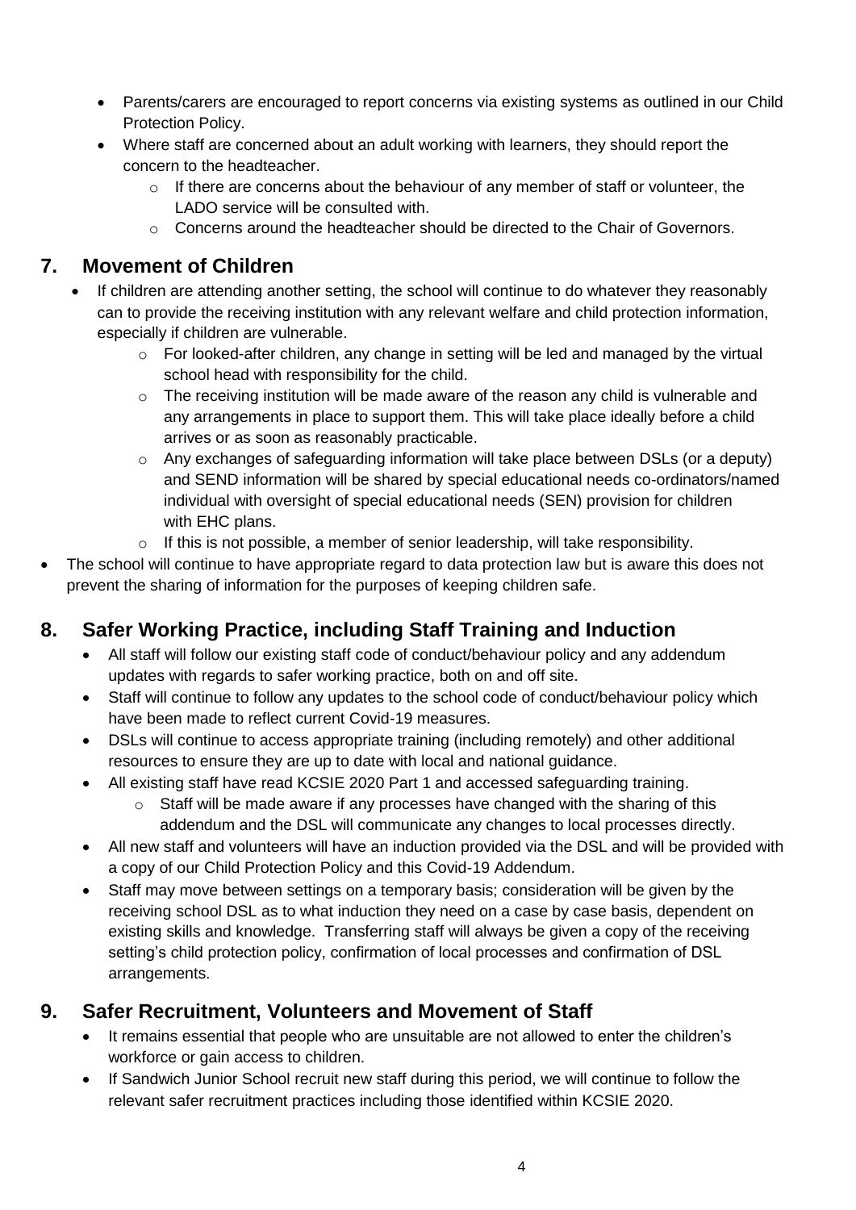- Parents/carers are encouraged to report concerns via existing systems as outlined in our Child Protection Policy.
- Where staff are concerned about an adult working with learners, they should report the concern to the headteacher.
    - If there are concerns about the behaviour of any member of staff or volunteer, the LADO service will be consulted with.
    - Concerns around the headteacher should be directed to the Chair of Governors.

## 7. Movement of Children

- If children are attending another setting, the school will continue to do whatever they reasonably can to provide the receiving institution with any relevant welfare and child protection information, especially if children are vulnerable.
    - For looked-after children, any change in setting will be led and managed by the virtual school head with responsibility for the child.
    - The receiving institution will be made aware of the reason any child is vulnerable and any arrangements in place to support them. This will take place ideally before a child arrives or as soon as reasonably practicable.
    - Any exchanges of safeguarding information will take place between DSLs (or a deputy) and SEND information will be shared by special educational needs co-ordinators/named individual with oversight of special educational needs (SEN) provision for children with EHC plans.
    - If this is not possible, a member of senior leadership, will take responsibility.
- The school will continue to have appropriate regard to data protection law but is aware this does not prevent the sharing of information for the purposes of keeping children safe.

## 8. Safer Working Practice, including Staff Training and Induction

- All staff will follow our existing staff code of conduct/behaviour policy and any addendum updates with regards to safer working practice, both on and off site.
- Staff will continue to follow any updates to the school code of conduct/behaviour policy which have been made to reflect current Covid-19 measures.
- DSLs will continue to access appropriate training (including remotely) and other additional resources to ensure they are up to date with local and national guidance.
- All existing staff have read KCSIE 2020 Part 1 and accessed safeguarding training.
    - Staff will be made aware if any processes have changed with the sharing of this addendum and the DSL will communicate any changes to local processes directly.
- All new staff and volunteers will have an induction provided via the DSL and will be provided with a copy of our Child Protection Policy and this Covid-19 Addendum.
- Staff may move between settings on a temporary basis; consideration will be given by the receiving school DSL as to what induction they need on a case by case basis, dependent on existing skills and knowledge. Transferring staff will always be given a copy of the receiving setting's child protection policy, confirmation of local processes and confirmation of DSL arrangements.

## 9. Safer Recruitment, Volunteers and Movement of Staff

- It remains essential that people who are unsuitable are not allowed to enter the children's workforce or gain access to children.
- If Sandwich Junior School recruit new staff during this period, we will continue to follow the relevant safer recruitment practices including those identified within KCSIE 2020.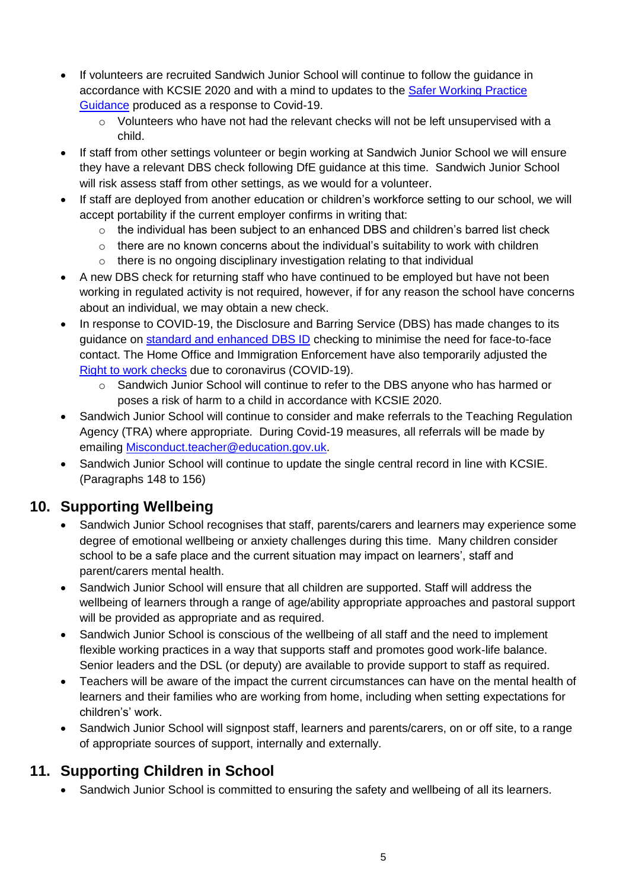- If volunteers are recruited Sandwich Junior School will continue to follow the guidance in accordance with KCSIE 2020 and with a mind to updates to the [Safer Working Practice Guidance]() produced as a response to Covid-19.
    - Volunteers who have not had the relevant checks will not be left unsupervised with a child.
- If staff from other settings volunteer or begin working at Sandwich Junior School we will ensure they have a relevant DBS check following DfE guidance at this time. Sandwich Junior School will risk assess staff from other settings, as we would for a volunteer.
- If staff are deployed from another education or children's workforce setting to our school, we will accept portability if the current employer confirms in writing that:
    - the individual has been subject to an enhanced DBS and children's barred list check
    - there are no known concerns about the individual's suitability to work with children
    - there is no ongoing disciplinary investigation relating to that individual
- A new DBS check for returning staff who have continued to be employed but have not been working in regulated activity is not required, however, if for any reason the school have concerns about an individual, we may obtain a new check.
- In response to COVID-19, the Disclosure and Barring Service (DBS) has made changes to its guidance on [standard and enhanced DBS ID]() checking to minimise the need for face-to-face contact. The Home Office and Immigration Enforcement have also temporarily adjusted the [Right to work checks]() due to coronavirus (COVID-19).
    - Sandwich Junior School will continue to refer to the DBS anyone who has harmed or poses a risk of harm to a child in accordance with KCSIE 2020.
- Sandwich Junior School will continue to consider and make referrals to the Teaching Regulation Agency (TRA) where appropriate. During Covid-19 measures, all referrals will be made by emailing [Misconduct.teacher@education.gov.uk]().
- Sandwich Junior School will continue to update the single central record in line with KCSIE. (Paragraphs 148 to 156)

## 10. Supporting Wellbeing

- Sandwich Junior School recognises that staff, parents/carers and learners may experience some degree of emotional wellbeing or anxiety challenges during this time. Many children consider school to be a safe place and the current situation may impact on learners', staff and parent/carers mental health.
- Sandwich Junior School will ensure that all children are supported. Staff will address the wellbeing of learners through a range of age/ability appropriate approaches and pastoral support will be provided as appropriate and as required.
- Sandwich Junior School is conscious of the wellbeing of all staff and the need to implement flexible working practices in a way that supports staff and promotes good work-life balance. Senior leaders and the DSL (or deputy) are available to provide support to staff as required.
- Teachers will be aware of the impact the current circumstances can have on the mental health of learners and their families who are working from home, including when setting expectations for children's' work.
- Sandwich Junior School will signpost staff, learners and parents/carers, on or off site, to a range of appropriate sources of support, internally and externally.

## 11. Supporting Children in School

- Sandwich Junior School is committed to ensuring the safety and wellbeing of all its learners.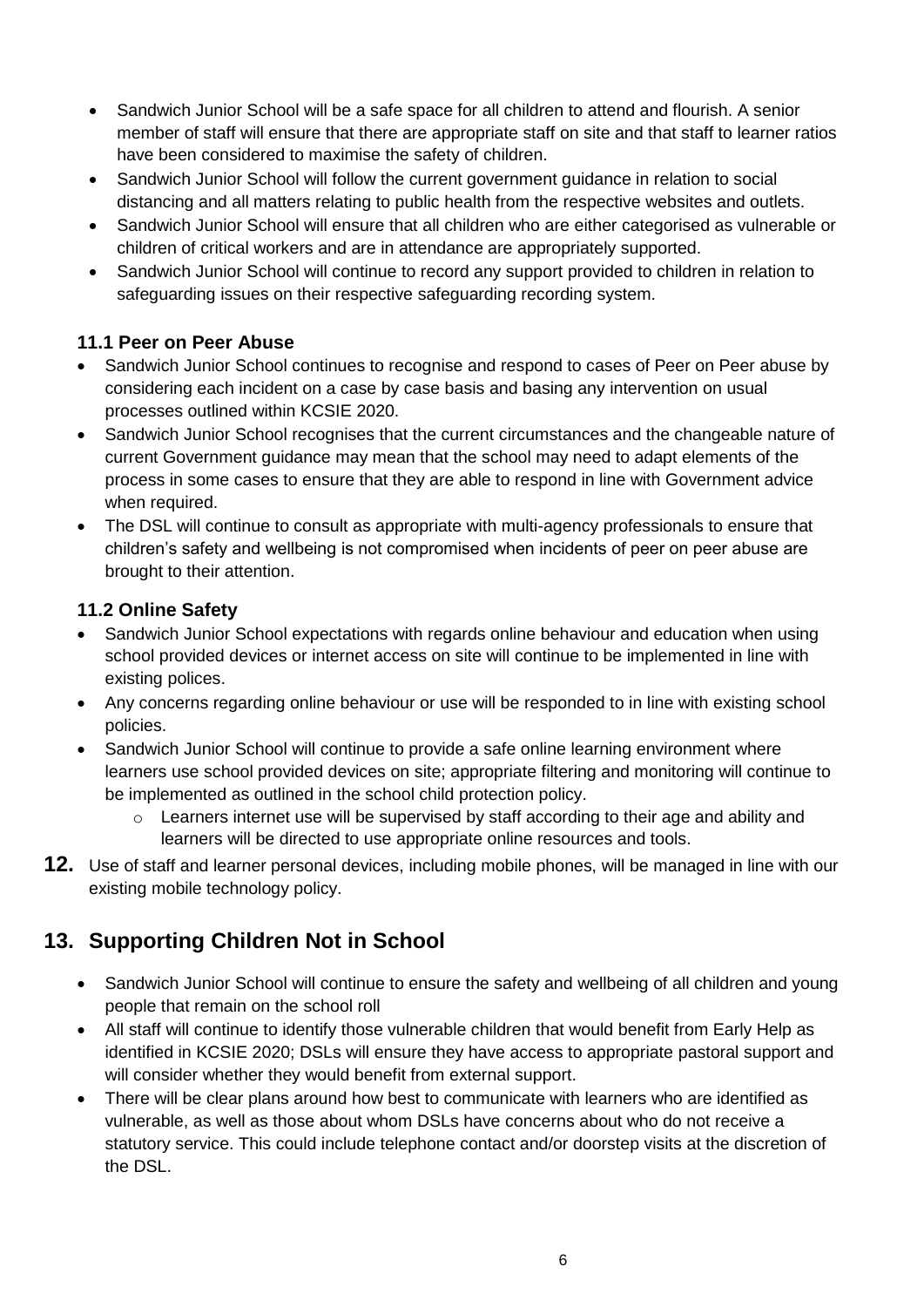- Sandwich Junior School will be a safe space for all children to attend and flourish. A senior member of staff will ensure that there are appropriate staff on site and that staff to learner ratios have been considered to maximise the safety of children.
- Sandwich Junior School will follow the current government guidance in relation to social distancing and all matters relating to public health from the respective websites and outlets.
- Sandwich Junior School will ensure that all children who are either categorised as vulnerable or children of critical workers and are in attendance are appropriately supported.
- Sandwich Junior School will continue to record any support provided to children in relation to safeguarding issues on their respective safeguarding recording system.

### 11.1 Peer on Peer Abuse

- Sandwich Junior School continues to recognise and respond to cases of Peer on Peer abuse by considering each incident on a case by case basis and basing any intervention on usual processes outlined within KCSIE 2020.
- Sandwich Junior School recognises that the current circumstances and the changeable nature of current Government guidance may mean that the school may need to adapt elements of the process in some cases to ensure that they are able to respond in line with Government advice when required.
- The DSL will continue to consult as appropriate with multi-agency professionals to ensure that children's safety and wellbeing is not compromised when incidents of peer on peer abuse are brought to their attention.

### 11.2 Online Safety

- Sandwich Junior School expectations with regards online behaviour and education when using school provided devices or internet access on site will continue to be implemented in line with existing polices.
- Any concerns regarding online behaviour or use will be responded to in line with existing school policies.
- Sandwich Junior School will continue to provide a safe online learning environment where learners use school provided devices on site; appropriate filtering and monitoring will continue to be implemented as outlined in the school child protection policy.
    - Learners internet use will be supervised by staff according to their age and ability and learners will be directed to use appropriate online resources and tools.

**12.** Use of staff and learner personal devices, including mobile phones, will be managed in line with our existing mobile technology policy.

## 13. Supporting Children Not in School

- Sandwich Junior School will continue to ensure the safety and wellbeing of all children and young people that remain on the school roll
- All staff will continue to identify those vulnerable children that would benefit from Early Help as identified in KCSIE 2020; DSLs will ensure they have access to appropriate pastoral support and will consider whether they would benefit from external support.
- There will be clear plans around how best to communicate with learners who are identified as vulnerable, as well as those about whom DSLs have concerns about who do not receive a statutory service. This could include telephone contact and/or doorstep visits at the discretion of the DSL.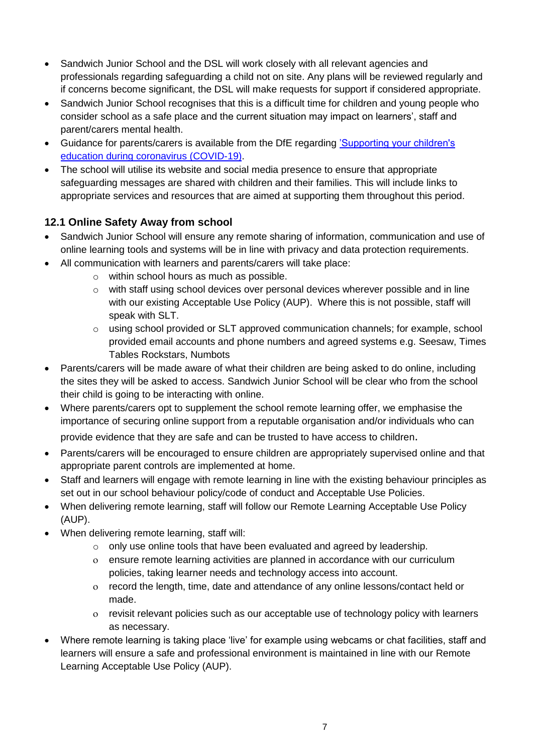- Sandwich Junior School and the DSL will work closely with all relevant agencies and professionals regarding safeguarding a child not on site. Any plans will be reviewed regularly and if concerns become significant, the DSL will make requests for support if considered appropriate.
- Sandwich Junior School recognises that this is a difficult time for children and young people who consider school as a safe place and the current situation may impact on learners', staff and parent/carers mental health.
- Guidance for parents/carers is available from the DfE regarding ['Supporting your children's education during coronavirus (COVID-19)](#).
- The school will utilise its website and social media presence to ensure that appropriate safeguarding messages are shared with children and their families. This will include links to appropriate services and resources that are aimed at supporting them throughout this period.

### 12.1 Online Safety Away from school

- Sandwich Junior School will ensure any remote sharing of information, communication and use of online learning tools and systems will be in line with privacy and data protection requirements.
- All communication with learners and parents/carers will take place:
  - within school hours as much as possible.
  - with staff using school devices over personal devices wherever possible and in line with our existing Acceptable Use Policy (AUP). Where this is not possible, staff will speak with SLT.
  - using school provided or SLT approved communication channels; for example, school provided email accounts and phone numbers and agreed systems e.g. Seesaw, Times Tables Rockstars, Numbots
- Parents/carers will be made aware of what their children are being asked to do online, including the sites they will be asked to access. Sandwich Junior School will be clear who from the school their child is going to be interacting with online.
- Where parents/carers opt to supplement the school remote learning offer, we emphasise the importance of securing online support from a reputable organisation and/or individuals who can provide evidence that they are safe and can be trusted to have access to children.
- Parents/carers will be encouraged to ensure children are appropriately supervised online and that appropriate parent controls are implemented at home.
- Staff and learners will engage with remote learning in line with the existing behaviour principles as set out in our school behaviour policy/code of conduct and Acceptable Use Policies.
- When delivering remote learning, staff will follow our Remote Learning Acceptable Use Policy (AUP).
- When delivering remote learning, staff will:
  - only use online tools that have been evaluated and agreed by leadership.
  - ensure remote learning activities are planned in accordance with our curriculum policies, taking learner needs and technology access into account.
  - record the length, time, date and attendance of any online lessons/contact held or made.
  - revisit relevant policies such as our acceptable use of technology policy with learners as necessary.
- Where remote learning is taking place 'live' for example using webcams or chat facilities, staff and learners will ensure a safe and professional environment is maintained in line with our Remote Learning Acceptable Use Policy (AUP).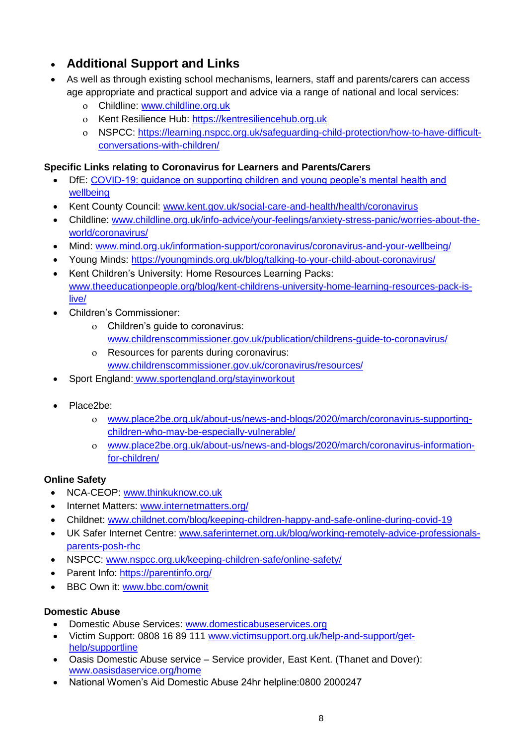- ## Additional Support and Links
- As well as through existing school mechanisms, learners, staff and parents/carers can access age appropriate and practical support and advice via a range of national and local services:
    - Childline: www.childline.org.uk
    - Kent Resilience Hub: https://kentresiliencehub.org.uk
    - NSPCC: https://learning.nspcc.org.uk/safeguarding-child-protection/how-to-have-difficult-conversations-with-children/

**Specific Links relating to Coronavirus for Learners and Parents/Carers**

- DfE: COVID-19: guidance on supporting children and young people's mental health and wellbeing
- Kent County Council: www.kent.gov.uk/social-care-and-health/health/coronavirus
- Childline: www.childline.org.uk/info-advice/your-feelings/anxiety-stress-panic/worries-about-the-world/coronavirus/
- Mind: www.mind.org.uk/information-support/coronavirus/coronavirus-and-your-wellbeing/
- Young Minds: https://youngminds.org.uk/blog/talking-to-your-child-about-coronavirus/
- Kent Children's University: Home Resources Learning Packs: www.theeducationpeople.org/blog/kent-childrens-university-home-learning-resources-pack-is-live/
- Children's Commissioner:
    - Children's guide to coronavirus: www.childrenscommissioner.gov.uk/publication/childrens-guide-to-coronavirus/
    - Resources for parents during coronavirus: www.childrenscommissioner.gov.uk/coronavirus/resources/
- Sport England: www.sportengland.org/stayinworkout
- Place2be:
    - www.place2be.org.uk/about-us/news-and-blogs/2020/march/coronavirus-supporting-children-who-may-be-especially-vulnerable/
    - www.place2be.org.uk/about-us/news-and-blogs/2020/march/coronavirus-information-for-children/

**Online Safety**

- NCA-CEOP: www.thinkuknow.co.uk
- Internet Matters: www.internetmatters.org/
- Childnet: www.childnet.com/blog/keeping-children-happy-and-safe-online-during-covid-19
- UK Safer Internet Centre: www.saferinternet.org.uk/blog/working-remotely-advice-professionals-parents-posh-rhc
- NSPCC: www.nspcc.org.uk/keeping-children-safe/online-safety/
- Parent Info: https://parentinfo.org/
- BBC Own it: www.bbc.com/ownit

**Domestic Abuse**

- Domestic Abuse Services: www.domesticabuseservices.org
- Victim Support: 0808 16 89 111 www.victimsupport.org.uk/help-and-support/get-help/supportline
- Oasis Domestic Abuse service – Service provider, East Kent. (Thanet and Dover): www.oasisdaservice.org/home
- National Women's Aid Domestic Abuse 24hr helpline:0800 2000247